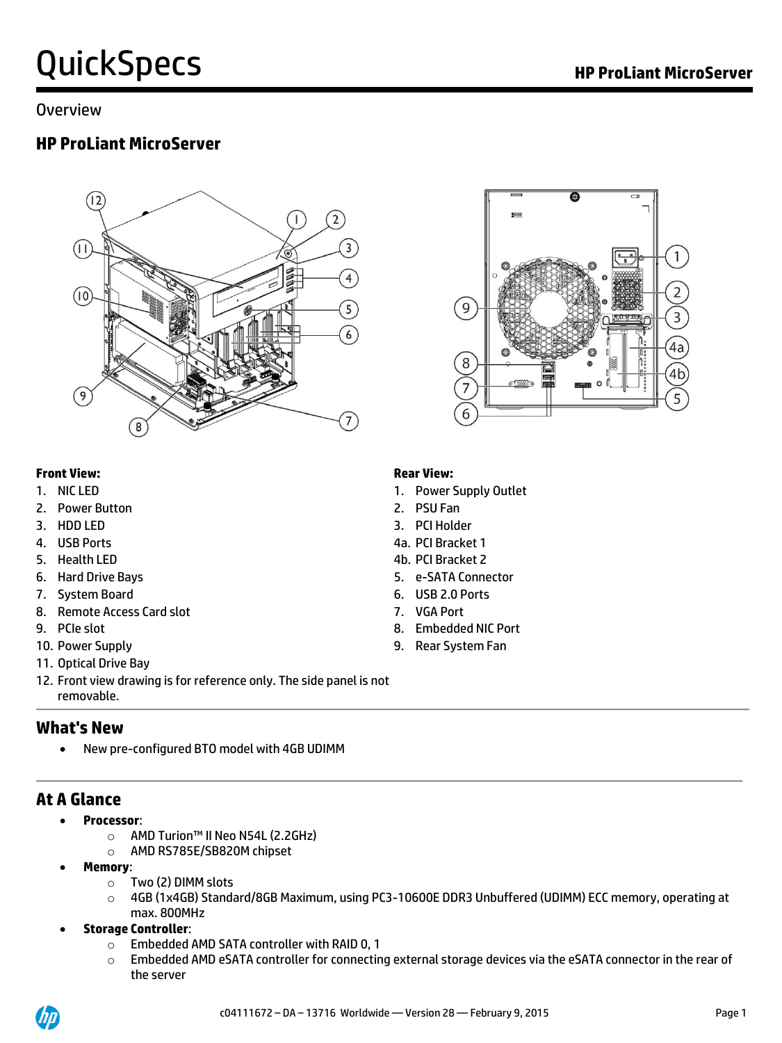# QuickSpecs

## Overview

## HP ProLiant MicroServer

**Front View:**

1. NIC LED
2. Power Button
3. HDD LED
4. USB Ports
5. Health LED
6. Hard Drive Bays
7. System Board
8. Remote Access Card slot
9. PCIe slot
10. Power Supply
11. Optical Drive Bay
12. Front view drawing is for reference only. The side panel is not removable.

**Rear View:**

1. Power Supply Outlet
2. PSU Fan
3. PCI Holder

4a. PCI Bracket 1

4b. PCI Bracket 2

5. e-SATA Connector
6. USB 2.0 Ports
7. VGA Port
8. Embedded NIC Port
9. Rear System Fan

## What's New

- New pre-configured BTO model with 4GB UDIMM

## At A Glance

- **Processor**:
  - AMD Turion™ II Neo N54L (2.2GHz)
  - AMD RS785E/SB820M chipset
- **Memory**:
  - Two (2) DIMM slots
  - 4GB (1x4GB) Standard/8GB Maximum, using PC3-10600E DDR3 Unbuffered (UDIMM) ECC memory, operating at max. 800MHz
- **Storage Controller**:
  - Embedded AMD SATA controller with RAID 0, 1
  - Embedded AMD eSATA controller for connecting external storage devices via the eSATA connector in the rear of the server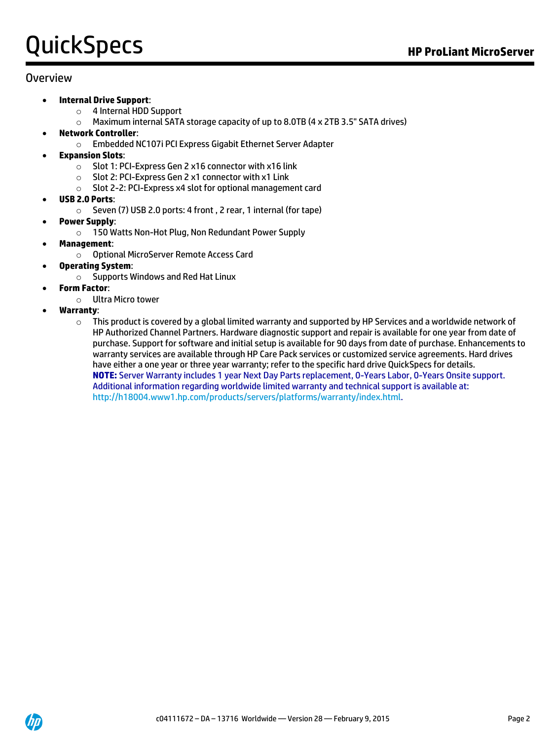## Overview

- **Internal Drive Support**:
  - 4 Internal HDD Support
  - Maximum internal SATA storage capacity of up to 8.0TB (4 x 2TB 3.5" SATA drives)
- **Network Controller**:
  - Embedded NC107i PCI Express Gigabit Ethernet Server Adapter
- **Expansion Slots**:
  - Slot 1: PCI-Express Gen 2 x16 connector with x16 link
  - Slot 2: PCI-Express Gen 2 x1 connector with x1 Link
  - Slot 2-2: PCI-Express x4 slot for optional management card
- **USB 2.0 Ports**:
  - Seven (7) USB 2.0 ports: 4 front , 2 rear, 1 internal (for tape)
- **Power Supply**:
  - 150 Watts Non-Hot Plug, Non Redundant Power Supply
- **Management**:
  - Optional MicroServer Remote Access Card
- **Operating System**:
  - Supports Windows and Red Hat Linux
- **Form Factor**:
  - Ultra Micro tower
- **Warranty**:
  - This product is covered by a global limited warranty and supported by HP Services and a worldwide network of HP Authorized Channel Partners. Hardware diagnostic support and repair is available for one year from date of purchase. Support for software and initial setup is available for 90 days from date of purchase. Enhancements to warranty services are available through HP Care Pack services or customized service agreements. Hard drives have either a one year or three year warranty; refer to the specific hard drive QuickSpecs for details.
    **NOTE:** Server Warranty includes 1 year Next Day Parts replacement, 0-Years Labor, 0-Years Onsite support. Additional information regarding worldwide limited warranty and technical support is available at: http://h18004.www1.hp.com/products/servers/platforms/warranty/index.html.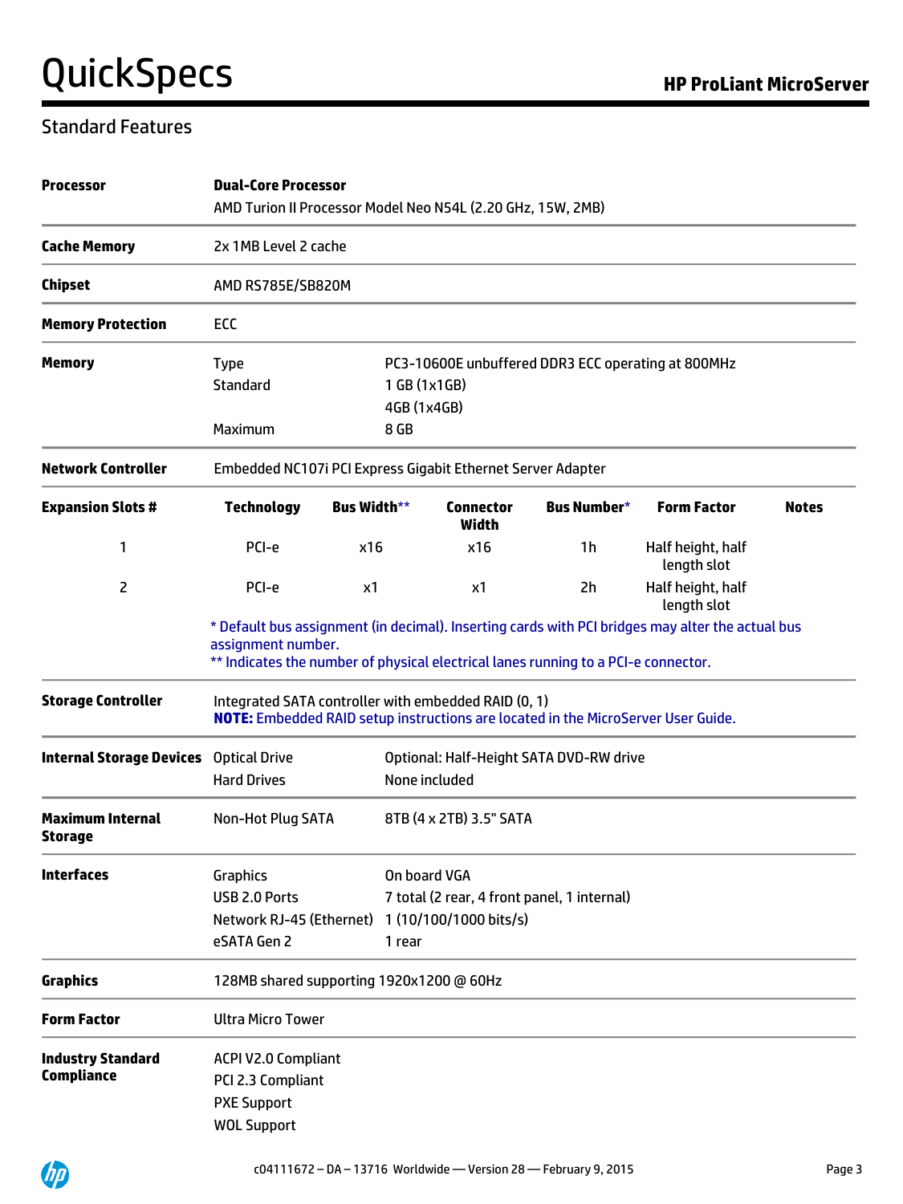## Standard Features

**Processor**

**Dual-Core Processor**
AMD Turion II Processor Model Neo N54L (2.20 GHz, 15W, 2MB)

**Cache Memory**

2x 1MB Level 2 cache

**Chipset**

AMD RS785E/SB820M

**Memory Protection**

ECC

**Memory**

| | |
|---|---|
| Type | PC3-10600E unbuffered DDR3 ECC operating at 800MHz |
| Standard | 1 GB (1x1GB) |
| | 4GB (1x4GB) |
| Maximum | 8 GB |

**Network Controller**

Embedded NC107i PCI Express Gigabit Ethernet Server Adapter

**Expansion Slots #**

| Expansion Slots # | Technology | Bus Width** | Connector Width | Bus Number* | Form Factor | Notes |
|---|---|---|---|---|---|---|
| 1 | PCI-e | x16 | x16 | 1h | Half height, half length slot | |
| 2 | PCI-e | x1 | x1 | 2h | Half height, half length slot | |

* Default bus assignment (in decimal). Inserting cards with PCI bridges may alter the actual bus assignment number.
** Indicates the number of physical electrical lanes running to a PCI-e connector.

**Storage Controller**

Integrated SATA controller with embedded RAID (0, 1)
**NOTE:** Embedded RAID setup instructions are located in the MicroServer User Guide.

**Internal Storage Devices**

| | |
|---|---|
| Optical Drive | Optional: Half-Height SATA DVD-RW drive |
| Hard Drives | None included |

**Maximum Internal Storage**

| | |
|---|---|
| Non-Hot Plug SATA | 8TB (4 x 2TB) 3.5" SATA |

**Interfaces**

| | |
|---|---|
| Graphics | On board VGA |
| USB 2.0 Ports | 7 total (2 rear, 4 front panel, 1 internal) |
| Network RJ-45 (Ethernet) | 1 (10/100/1000 bits/s) |
| eSATA Gen 2 | 1 rear |

**Graphics**

128MB shared supporting 1920x1200 @ 60Hz

**Form Factor**

Ultra Micro Tower

**Industry Standard Compliance**

ACPI V2.0 Compliant
PCI 2.3 Compliant
PXE Support
WOL Support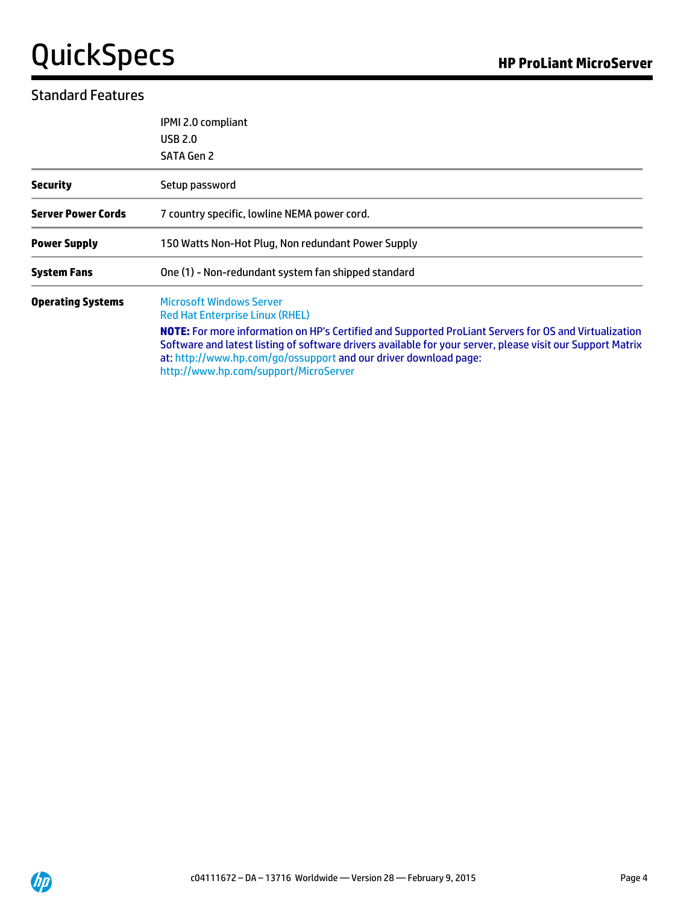## Standard Features

| | |
|---|---|
| | IPMI 2.0 compliant<br>USB 2.0<br>SATA Gen 2 |
| **Security** | Setup password |
| **Server Power Cords** | 7 country specific, lowline NEMA power cord. |
| **Power Supply** | 150 Watts Non-Hot Plug, Non redundant Power Supply |
| **System Fans** | One (1) - Non-redundant system fan shipped standard |
| **Operating Systems** | Microsoft Windows Server<br>Red Hat Enterprise Linux (RHEL)<br>**NOTE:** For more information on HP's Certified and Supported ProLiant Servers for OS and Virtualization Software and latest listing of software drivers available for your server, please visit our Support Matrix at: http://www.hp.com/go/ossupport and our driver download page: http://www.hp.com/support/MicroServer |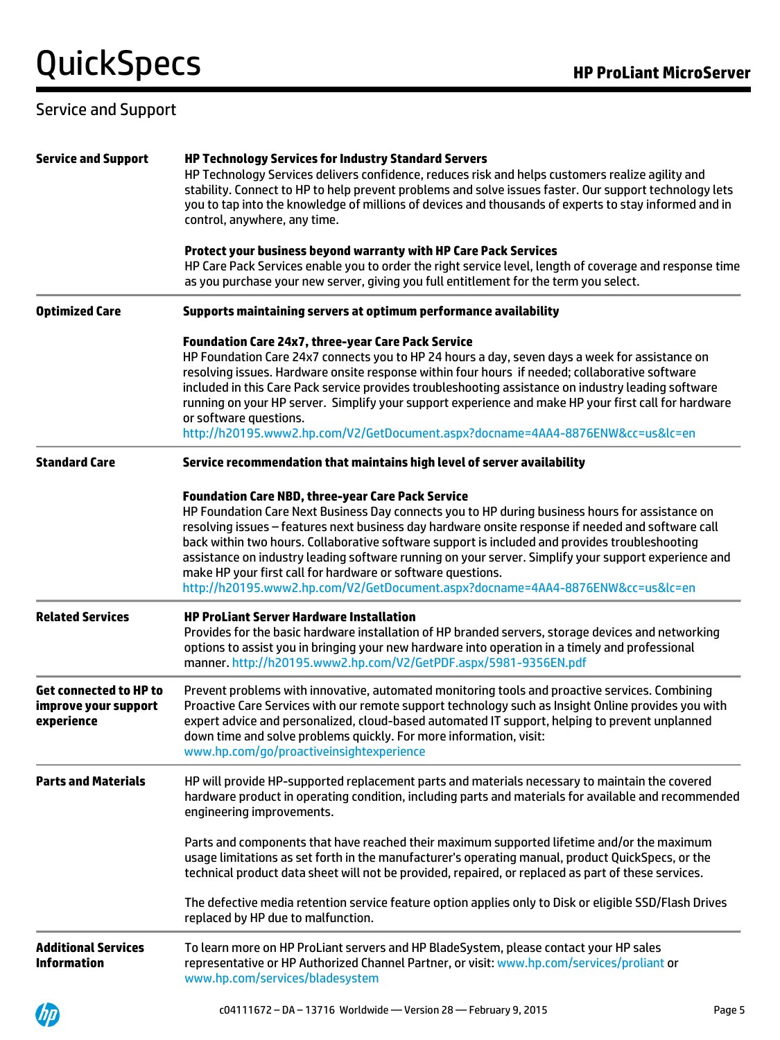## Service and Support

**Service and Support**

**HP Technology Services for Industry Standard Servers**
HP Technology Services delivers confidence, reduces risk and helps customers realize agility and stability. Connect to HP to help prevent problems and solve issues faster. Our support technology lets you to tap into the knowledge of millions of devices and thousands of experts to stay informed and in control, anywhere, any time.

**Protect your business beyond warranty with HP Care Pack Services**
HP Care Pack Services enable you to order the right service level, length of coverage and response time as you purchase your new server, giving you full entitlement for the term you select.

**Optimized Care**

**Supports maintaining servers at optimum performance availability**

**Foundation Care 24x7, three-year Care Pack Service**
HP Foundation Care 24x7 connects you to HP 24 hours a day, seven days a week for assistance on resolving issues. Hardware onsite response within four hours if needed; collaborative software included in this Care Pack service provides troubleshooting assistance on industry leading software running on your HP server. Simplify your support experience and make HP your first call for hardware or software questions.
http://h20195.www2.hp.com/V2/GetDocument.aspx?docname=4AA4-8876ENW&cc=us&lc=en

**Standard Care**

**Service recommendation that maintains high level of server availability**

**Foundation Care NBD, three-year Care Pack Service**
HP Foundation Care Next Business Day connects you to HP during business hours for assistance on resolving issues – features next business day hardware onsite response if needed and software call back within two hours. Collaborative software support is included and provides troubleshooting assistance on industry leading software running on your server. Simplify your support experience and make HP your first call for hardware or software questions.
http://h20195.www2.hp.com/V2/GetDocument.aspx?docname=4AA4-8876ENW&cc=us&lc=en

**Related Services**

**HP ProLiant Server Hardware Installation**
Provides for the basic hardware installation of HP branded servers, storage devices and networking options to assist you in bringing your new hardware into operation in a timely and professional manner. http://h20195.www2.hp.com/V2/GetPDF.aspx/5981-9356EN.pdf

**Get connected to HP to improve your support experience**

Prevent problems with innovative, automated monitoring tools and proactive services. Combining Proactive Care Services with our remote support technology such as Insight Online provides you with expert advice and personalized, cloud-based automated IT support, helping to prevent unplanned down time and solve problems quickly. For more information, visit: www.hp.com/go/proactiveinsightexperience

**Parts and Materials**

HP will provide HP-supported replacement parts and materials necessary to maintain the covered hardware product in operating condition, including parts and materials for available and recommended engineering improvements.

Parts and components that have reached their maximum supported lifetime and/or the maximum usage limitations as set forth in the manufacturer's operating manual, product QuickSpecs, or the technical product data sheet will not be provided, repaired, or replaced as part of these services.

The defective media retention service feature option applies only to Disk or eligible SSD/Flash Drives replaced by HP due to malfunction.

**Additional Services Information**

To learn more on HP ProLiant servers and HP BladeSystem, please contact your HP sales representative or HP Authorized Channel Partner, or visit: www.hp.com/services/proliant or www.hp.com/services/bladesystem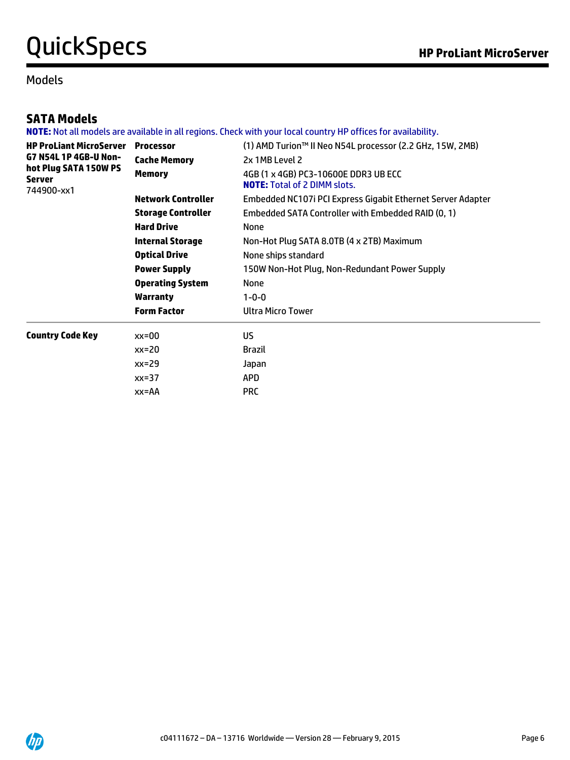## Models

### SATA Models

**NOTE:** Not all models are available in all regions. Check with your local country HP offices for availability.

| | | |
|---|---|---|
| **HP ProLiant MicroServer G7 N54L 1P 4GB-U Non-hot Plug SATA 150W PS Server** 744900-xx1 | **Processor** | (1) AMD Turion™ II Neo N54L processor (2.2 GHz, 15W, 2MB) |
| | **Cache Memory** | 2x 1MB Level 2 |
| | **Memory** | 4GB (1 x 4GB) PC3-10600E DDR3 UB ECC **NOTE:** Total of 2 DIMM slots. |
| | **Network Controller** | Embedded NC107i PCI Express Gigabit Ethernet Server Adapter |
| | **Storage Controller** | Embedded SATA Controller with Embedded RAID (0, 1) |
| | **Hard Drive** | None |
| | **Internal Storage** | Non-Hot Plug SATA 8.0TB (4 x 2TB) Maximum |
| | **Optical Drive** | None ships standard |
| | **Power Supply** | 150W Non-Hot Plug, Non-Redundant Power Supply |
| | **Operating System** | None |
| | **Warranty** | 1-0-0 |
| | **Form Factor** | Ultra Micro Tower |

| | | |
|---|---|---|
| **Country Code Key** | xx=00 | US |
| | xx=20 | Brazil |
| | xx=29 | Japan |
| | xx=37 | APD |
| | xx=AA | PRC |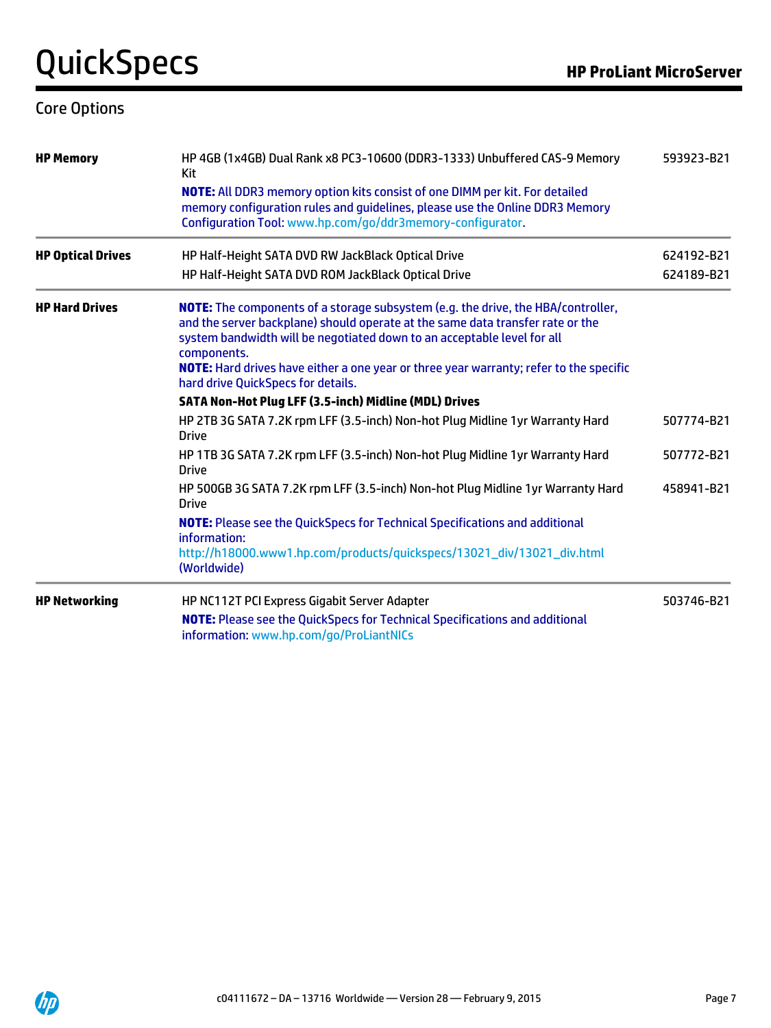## Core Options

| | | |
|---|---|---|
| **HP Memory** | HP 4GB (1x4GB) Dual Rank x8 PC3-10600 (DDR3-1333) Unbuffered CAS-9 Memory Kit | 593923-B21 |
| | **NOTE:** All DDR3 memory option kits consist of one DIMM per kit. For detailed memory configuration rules and guidelines, please use the Online DDR3 Memory Configuration Tool: www.hp.com/go/ddr3memory-configurator. | |
| **HP Optical Drives** | HP Half-Height SATA DVD RW JackBlack Optical Drive | 624192-B21 |
| | HP Half-Height SATA DVD ROM JackBlack Optical Drive | 624189-B21 |
| **HP Hard Drives** | **NOTE:** The components of a storage subsystem (e.g. the drive, the HBA/controller, and the server backplane) should operate at the same data transfer rate or the system bandwidth will be negotiated down to an acceptable level for all components.<br>**NOTE:** Hard drives have either a one year or three year warranty; refer to the specific hard drive QuickSpecs for details. | |
| | **SATA Non-Hot Plug LFF (3.5-inch) Midline (MDL) Drives** | |
| | HP 2TB 3G SATA 7.2K rpm LFF (3.5-inch) Non-hot Plug Midline 1yr Warranty Hard Drive | 507774-B21 |
| | HP 1TB 3G SATA 7.2K rpm LFF (3.5-inch) Non-hot Plug Midline 1yr Warranty Hard Drive | 507772-B21 |
| | HP 500GB 3G SATA 7.2K rpm LFF (3.5-inch) Non-hot Plug Midline 1yr Warranty Hard Drive | 458941-B21 |
| | **NOTE:** Please see the QuickSpecs for Technical Specifications and additional information:<br>http://h18000.www1.hp.com/products/quickspecs/13021_div/13021_div.html (Worldwide) | |
| **HP Networking** | HP NC112T PCI Express Gigabit Server Adapter | 503746-B21 |
| | **NOTE:** Please see the QuickSpecs for Technical Specifications and additional information: www.hp.com/go/ProLiantNICs | |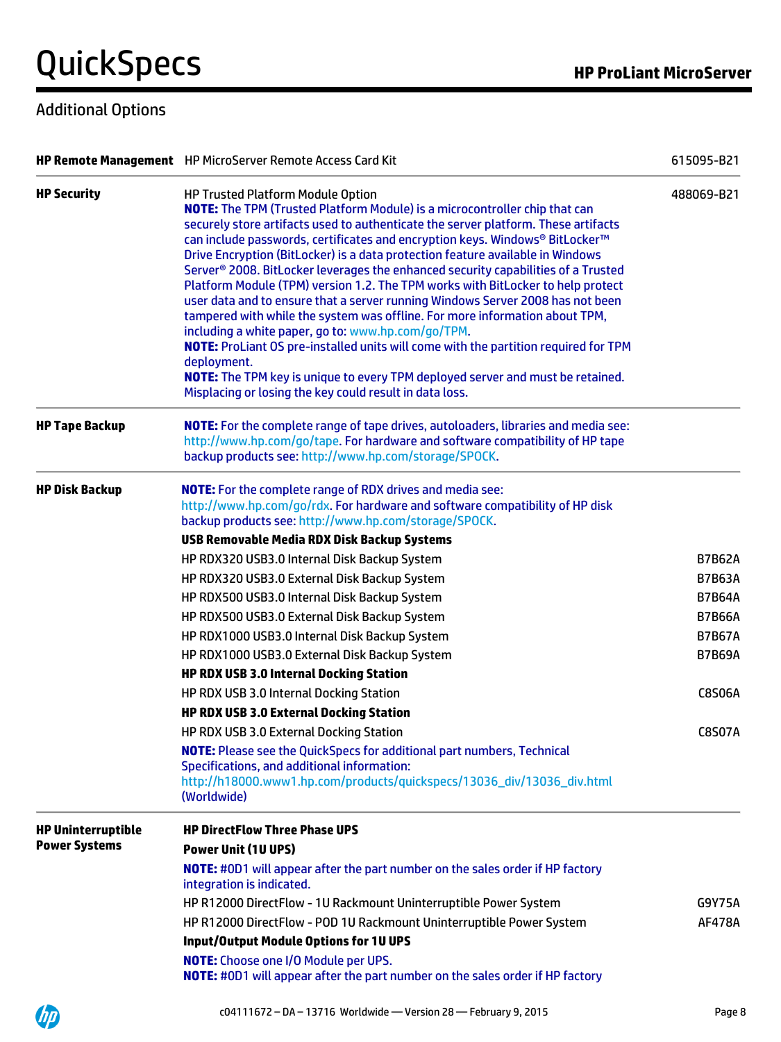## Additional Options

| | | |
|---|---|---|
| **HP Remote Management** | HP MicroServer Remote Access Card Kit | 615095-B21 |
| **HP Security** | HP Trusted Platform Module Option<br>**NOTE:** The TPM (Trusted Platform Module) is a microcontroller chip that can securely store artifacts used to authenticate the server platform. These artifacts can include passwords, certificates and encryption keys. Windows® BitLocker™ Drive Encryption (BitLocker) is a data protection feature available in Windows Server® 2008. BitLocker leverages the enhanced security capabilities of a Trusted Platform Module (TPM) version 1.2. The TPM works with BitLocker to help protect user data and to ensure that a server running Windows Server 2008 has not been tampered with while the system was offline. For more information about TPM, including a white paper, go to: www.hp.com/go/TPM.<br>**NOTE:** ProLiant OS pre-installed units will come with the partition required for TPM deployment.<br>**NOTE:** The TPM key is unique to every TPM deployed server and must be retained. Misplacing or losing the key could result in data loss. | 488069-B21 |
| **HP Tape Backup** | **NOTE:** For the complete range of tape drives, autoloaders, libraries and media see: http://www.hp.com/go/tape. For hardware and software compatibility of HP tape backup products see: http://www.hp.com/storage/SPOCK. | |
| **HP Disk Backup** | **NOTE:** For the complete range of RDX drives and media see: http://www.hp.com/go/rdx. For hardware and software compatibility of HP disk backup products see: http://www.hp.com/storage/SPOCK. | |
| | **USB Removable Media RDX Disk Backup Systems** | |
| | HP RDX320 USB3.0 Internal Disk Backup System | B7B62A |
| | HP RDX320 USB3.0 External Disk Backup System | B7B63A |
| | HP RDX500 USB3.0 Internal Disk Backup System | B7B64A |
| | HP RDX500 USB3.0 External Disk Backup System | B7B66A |
| | HP RDX1000 USB3.0 Internal Disk Backup System | B7B67A |
| | HP RDX1000 USB3.0 External Disk Backup System | B7B69A |
| | **HP RDX USB 3.0 Internal Docking Station** | |
| | HP RDX USB 3.0 Internal Docking Station | C8S06A |
| | **HP RDX USB 3.0 External Docking Station** | |
| | HP RDX USB 3.0 External Docking Station | C8S07A |
| | **NOTE:** Please see the QuickSpecs for additional part numbers, Technical Specifications, and additional information: http://h18000.www1.hp.com/products/quickspecs/13036_div/13036_div.html (Worldwide) | |
| **HP Uninterruptible Power Systems** | **HP DirectFlow Three Phase UPS** | |
| | **Power Unit (1U UPS)** | |
| | **NOTE:** #0D1 will appear after the part number on the sales order if HP factory integration is indicated. | |
| | HP R12000 DirectFlow - 1U Rackmount Uninterruptible Power System | G9Y75A |
| | HP R12000 DirectFlow - POD 1U Rackmount Uninterruptible Power System | AF478A |
| | **Input/Output Module Options for 1U UPS** | |
| | **NOTE:** Choose one I/O Module per UPS.<br>**NOTE:** #0D1 will appear after the part number on the sales order if HP factory | |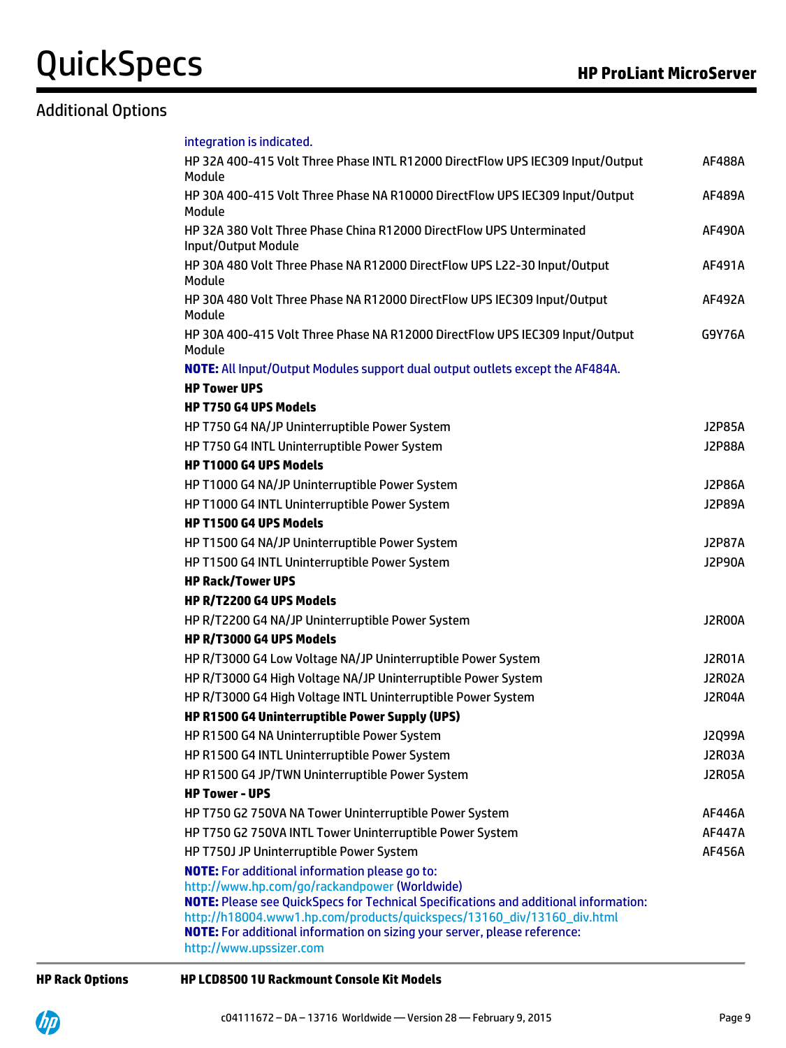## Additional Options

integration is indicated.

| | |
|---|---|
| HP 32A 400-415 Volt Three Phase INTL R12000 DirectFlow UPS IEC309 Input/Output Module | AF488A |
| HP 30A 400-415 Volt Three Phase NA R10000 DirectFlow UPS IEC309 Input/Output Module | AF489A |
| HP 32A 380 Volt Three Phase China R12000 DirectFlow UPS Unterminated Input/Output Module | AF490A |
| HP 30A 480 Volt Three Phase NA R12000 DirectFlow UPS L22-30 Input/Output Module | AF491A |
| HP 30A 480 Volt Three Phase NA R12000 DirectFlow UPS IEC309 Input/Output Module | AF492A |
| HP 30A 400-415 Volt Three Phase NA R12000 DirectFlow UPS IEC309 Input/Output Module | G9Y76A |

**NOTE:** All Input/Output Modules support dual output outlets except the AF484A.

**HP Tower UPS**

**HP T750 G4 UPS Models**

| | |
|---|---|
| HP T750 G4 NA/JP Uninterruptible Power System | J2P85A |
| HP T750 G4 INTL Uninterruptible Power System | J2P88A |

**HP T1000 G4 UPS Models**

| | |
|---|---|
| HP T1000 G4 NA/JP Uninterruptible Power System | J2P86A |
| HP T1000 G4 INTL Uninterruptible Power System | J2P89A |

**HP T1500 G4 UPS Models**

| | |
|---|---|
| HP T1500 G4 NA/JP Uninterruptible Power System | J2P87A |
| HP T1500 G4 INTL Uninterruptible Power System | J2P90A |

**HP Rack/Tower UPS**

**HP R/T2200 G4 UPS Models**

| | |
|---|---|
| HP R/T2200 G4 NA/JP Uninterruptible Power System | J2R00A |

**HP R/T3000 G4 UPS Models**

| | |
|---|---|
| HP R/T3000 G4 Low Voltage NA/JP Uninterruptible Power System | J2R01A |
| HP R/T3000 G4 High Voltage NA/JP Uninterruptible Power System | J2R02A |
| HP R/T3000 G4 High Voltage INTL Uninterruptible Power System | J2R04A |

**HP R1500 G4 Uninterruptible Power Supply (UPS)**

| | |
|---|---|
| HP R1500 G4 NA Uninterruptible Power System | J2Q99A |
| HP R1500 G4 INTL Uninterruptible Power System | J2R03A |
| HP R1500 G4 JP/TWN Uninterruptible Power System | J2R05A |

**HP Tower - UPS**

| | |
|---|---|
| HP T750 G2 750VA NA Tower Uninterruptible Power System | AF446A |
| HP T750 G2 750VA INTL Tower Uninterruptible Power System | AF447A |
| HP T750J JP Uninterruptible Power System | AF456A |

**NOTE:** For additional information please go to:
http://www.hp.com/go/rackandpower (Worldwide)
**NOTE:** Please see QuickSpecs for Technical Specifications and additional information:
http://h18004.www1.hp.com/products/quickspecs/13160_div/13160_div.html
**NOTE:** For additional information on sizing your server, please reference:
http://www.upssizer.com

**HP Rack Options** — **HP LCD8500 1U Rackmount Console Kit Models**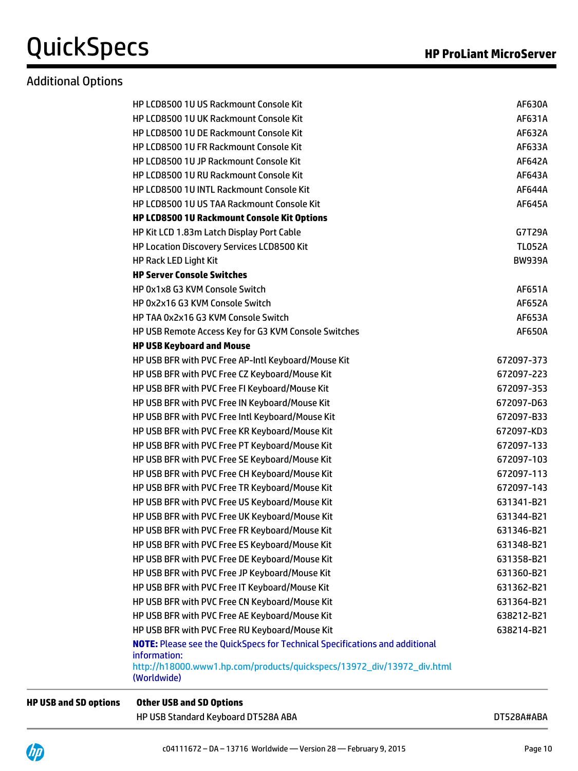## Additional Options

| | | |
|---|---|---|
| | HP LCD8500 1U US Rackmount Console Kit | AF630A |
| | HP LCD8500 1U UK Rackmount Console Kit | AF631A |
| | HP LCD8500 1U DE Rackmount Console Kit | AF632A |
| | HP LCD8500 1U FR Rackmount Console Kit | AF633A |
| | HP LCD8500 1U JP Rackmount Console Kit | AF642A |
| | HP LCD8500 1U RU Rackmount Console Kit | AF643A |
| | HP LCD8500 1U INTL Rackmount Console Kit | AF644A |
| | HP LCD8500 1U US TAA Rackmount Console Kit | AF645A |
| | **HP LCD8500 1U Rackmount Console Kit Options** | |
| | HP Kit LCD 1.83m Latch Display Port Cable | G7T29A |
| | HP Location Discovery Services LCD8500 Kit | TL052A |
| | HP Rack LED Light Kit | BW939A |
| | **HP Server Console Switches** | |
| | HP 0x1x8 G3 KVM Console Switch | AF651A |
| | HP 0x2x16 G3 KVM Console Switch | AF652A |
| | HP TAA 0x2x16 G3 KVM Console Switch | AF653A |
| | HP USB Remote Access Key for G3 KVM Console Switches | AF650A |
| | **HP USB Keyboard and Mouse** | |
| | HP USB BFR with PVC Free AP-Intl Keyboard/Mouse Kit | 672097-373 |
| | HP USB BFR with PVC Free CZ Keyboard/Mouse Kit | 672097-223 |
| | HP USB BFR with PVC Free FI Keyboard/Mouse Kit | 672097-353 |
| | HP USB BFR with PVC Free IN Keyboard/Mouse Kit | 672097-D63 |
| | HP USB BFR with PVC Free Intl Keyboard/Mouse Kit | 672097-B33 |
| | HP USB BFR with PVC Free KR Keyboard/Mouse Kit | 672097-KD3 |
| | HP USB BFR with PVC Free PT Keyboard/Mouse Kit | 672097-133 |
| | HP USB BFR with PVC Free SE Keyboard/Mouse Kit | 672097-103 |
| | HP USB BFR with PVC Free CH Keyboard/Mouse Kit | 672097-113 |
| | HP USB BFR with PVC Free TR Keyboard/Mouse Kit | 672097-143 |
| | HP USB BFR with PVC Free US Keyboard/Mouse Kit | 631341-B21 |
| | HP USB BFR with PVC Free UK Keyboard/Mouse Kit | 631344-B21 |
| | HP USB BFR with PVC Free FR Keyboard/Mouse Kit | 631346-B21 |
| | HP USB BFR with PVC Free ES Keyboard/Mouse Kit | 631348-B21 |
| | HP USB BFR with PVC Free DE Keyboard/Mouse Kit | 631358-B21 |
| | HP USB BFR with PVC Free JP Keyboard/Mouse Kit | 631360-B21 |
| | HP USB BFR with PVC Free IT Keyboard/Mouse Kit | 631362-B21 |
| | HP USB BFR with PVC Free CN Keyboard/Mouse Kit | 631364-B21 |
| | HP USB BFR with PVC Free AE Keyboard/Mouse Kit | 638212-B21 |
| | HP USB BFR with PVC Free RU Keyboard/Mouse Kit | 638214-B21 |
| | **NOTE:** Please see the QuickSpecs for Technical Specifications and additional information: http://h18000.www1.hp.com/products/quickspecs/13972_div/13972_div.html (Worldwide) | |
| **HP USB and SD options** | **Other USB and SD Options** | |
| | HP USB Standard Keyboard DT528A ABA | DT528A#ABA |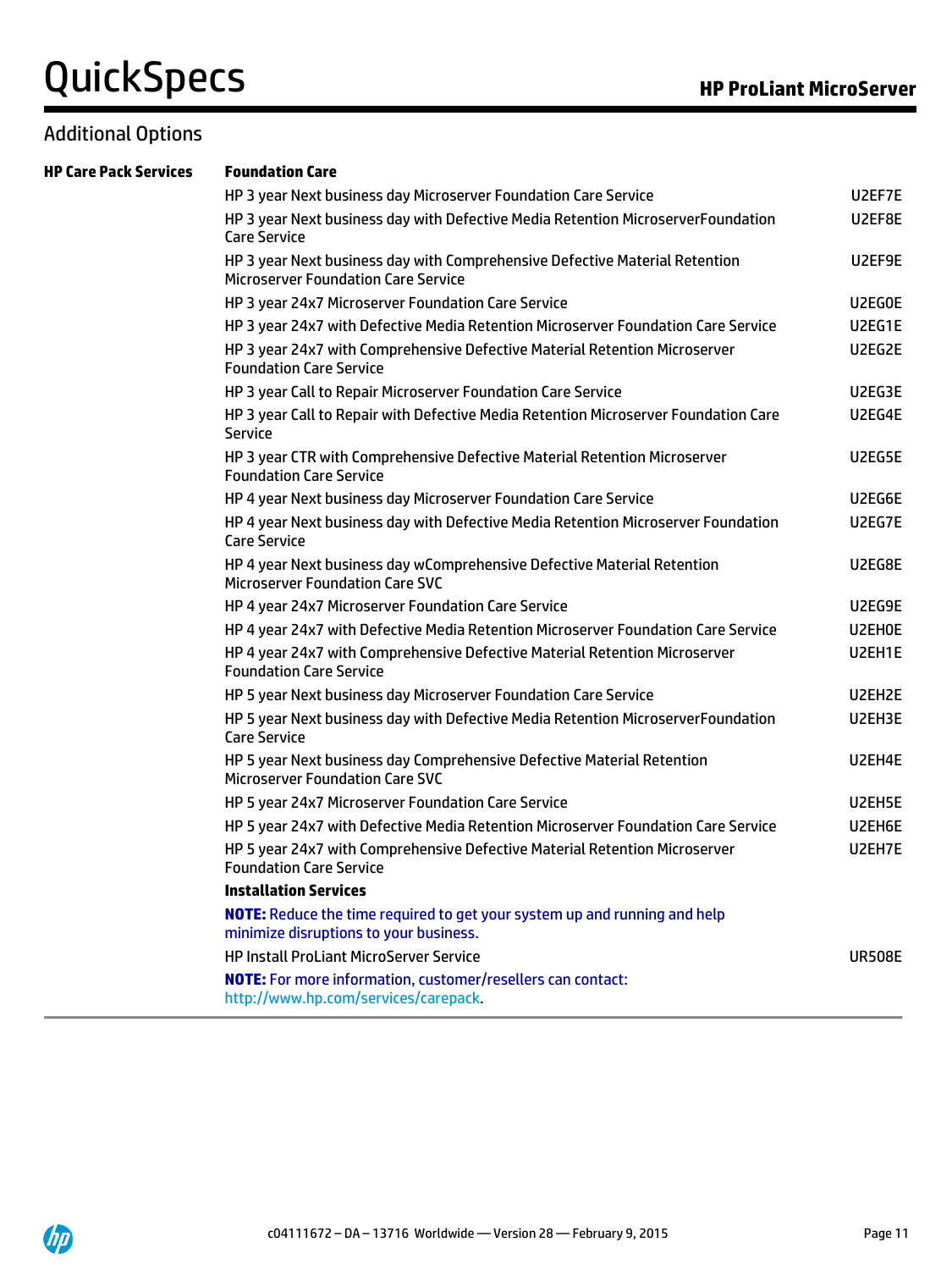## Additional Options

| HP Care Pack Services | **Foundation Care** | |
|---|---|---|
| | HP 3 year Next business day Microserver Foundation Care Service | U2EF7E |
| | HP 3 year Next business day with Defective Media Retention MicroserverFoundation Care Service | U2EF8E |
| | HP 3 year Next business day with Comprehensive Defective Material Retention Microserver Foundation Care Service | U2EF9E |
| | HP 3 year 24x7 Microserver Foundation Care Service | U2EG0E |
| | HP 3 year 24x7 with Defective Media Retention Microserver Foundation Care Service | U2EG1E |
| | HP 3 year 24x7 with Comprehensive Defective Material Retention Microserver Foundation Care Service | U2EG2E |
| | HP 3 year Call to Repair Microserver Foundation Care Service | U2EG3E |
| | HP 3 year Call to Repair with Defective Media Retention Microserver Foundation Care Service | U2EG4E |
| | HP 3 year CTR with Comprehensive Defective Material Retention Microserver Foundation Care Service | U2EG5E |
| | HP 4 year Next business day Microserver Foundation Care Service | U2EG6E |
| | HP 4 year Next business day with Defective Media Retention Microserver Foundation Care Service | U2EG7E |
| | HP 4 year Next business day wComprehensive Defective Material Retention Microserver Foundation Care SVC | U2EG8E |
| | HP 4 year 24x7 Microserver Foundation Care Service | U2EG9E |
| | HP 4 year 24x7 with Defective Media Retention Microserver Foundation Care Service | U2EH0E |
| | HP 4 year 24x7 with Comprehensive Defective Material Retention Microserver Foundation Care Service | U2EH1E |
| | HP 5 year Next business day Microserver Foundation Care Service | U2EH2E |
| | HP 5 year Next business day with Defective Media Retention MicroserverFoundation Care Service | U2EH3E |
| | HP 5 year Next business day Comprehensive Defective Material Retention Microserver Foundation Care SVC | U2EH4E |
| | HP 5 year 24x7 Microserver Foundation Care Service | U2EH5E |
| | HP 5 year 24x7 with Defective Media Retention Microserver Foundation Care Service | U2EH6E |
| | HP 5 year 24x7 with Comprehensive Defective Material Retention Microserver Foundation Care Service | U2EH7E |
| | **Installation Services** | |
| | **NOTE:** Reduce the time required to get your system up and running and help minimize disruptions to your business. | |
| | HP Install ProLiant MicroServer Service | UR508E |
| | **NOTE:** For more information, customer/resellers can contact: http://www.hp.com/services/carepack. | |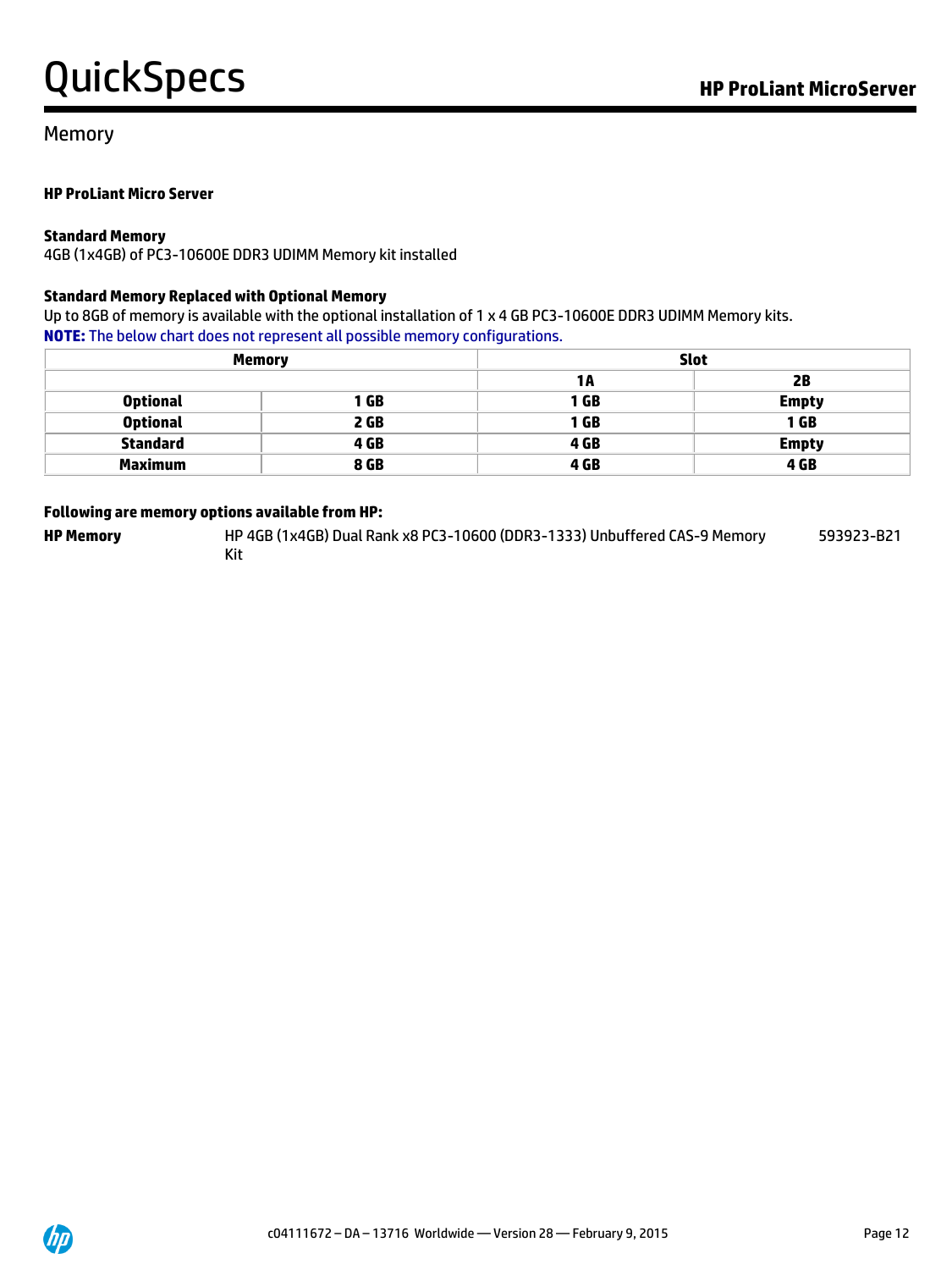## Memory

**HP ProLiant Micro Server**

**Standard Memory**
4GB (1x4GB) of PC3-10600E DDR3 UDIMM Memory kit installed

**Standard Memory Replaced with Optional Memory**
Up to 8GB of memory is available with the optional installation of 1 x 4 GB PC3-10600E DDR3 UDIMM Memory kits.
**NOTE:** The below chart does not represent all possible memory configurations.

| Memory | | Slot | |
|---|---|---|---|
| | | 1A | 2B |
| Optional | 1 GB | 1 GB | Empty |
| Optional | 2 GB | 1 GB | 1 GB |
| Standard | 4 GB | 4 GB | Empty |
| Maximum | 8 GB | 4 GB | 4 GB |

**Following are memory options available from HP:**

| | | |
|---|---|---|
| **HP Memory** | HP 4GB (1x4GB) Dual Rank x8 PC3-10600 (DDR3-1333) Unbuffered CAS-9 Memory Kit | 593923-B21 |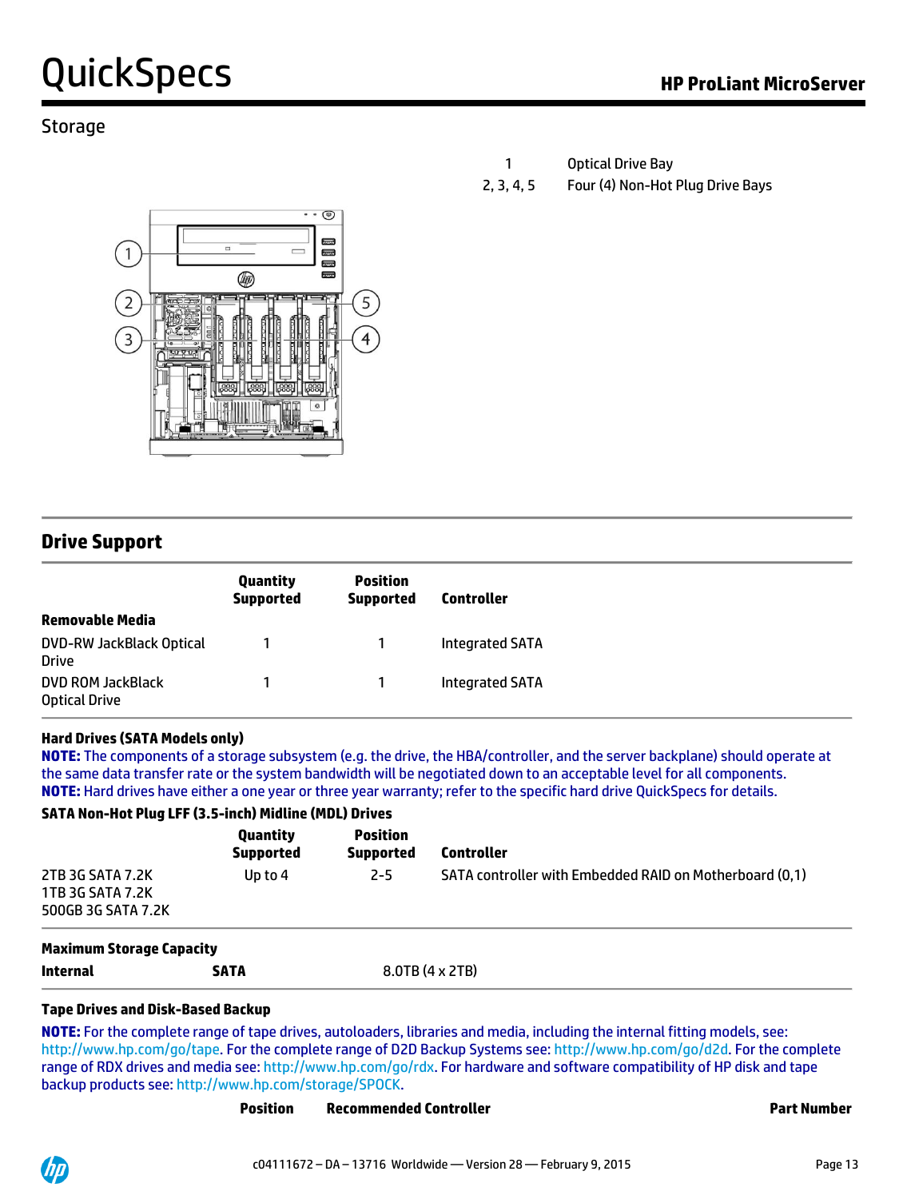## Storage

| | |
|---|---|
| 1 | Optical Drive Bay |
| 2, 3, 4, 5 | Four (4) Non-Hot Plug Drive Bays |

## Drive Support

| | Quantity Supported | Position Supported | Controller |
|---|---|---|---|
| **Removable Media** | | | |
| DVD-RW JackBlack Optical Drive | 1 | 1 | Integrated SATA |
| DVD ROM JackBlack Optical Drive | 1 | 1 | Integrated SATA |

**Hard Drives (SATA Models only)**

**NOTE:** The components of a storage subsystem (e.g. the drive, the HBA/controller, and the server backplane) should operate at the same data transfer rate or the system bandwidth will be negotiated down to an acceptable level for all components.

**NOTE:** Hard drives have either a one year or three year warranty; refer to the specific hard drive QuickSpecs for details.

**SATA Non-Hot Plug LFF (3.5-inch) Midline (MDL) Drives**

| | Quantity Supported | Position Supported | Controller |
|---|---|---|---|
| 2TB 3G SATA 7.2K<br>1TB 3G SATA 7.2K<br>500GB 3G SATA 7.2K | Up to 4 | 2-5 | SATA controller with Embedded RAID on Motherboard (0,1) |

**Maximum Storage Capacity**

| | | |
|---|---|---|
| **Internal** | **SATA** | 8.0TB (4 x 2TB) |

**Tape Drives and Disk-Based Backup**

**NOTE:** For the complete range of tape drives, autoloaders, libraries and media, including the internal fitting models, see: http://www.hp.com/go/tape. For the complete range of D2D Backup Systems see: http://www.hp.com/go/d2d. For the complete range of RDX drives and media see: http://www.hp.com/go/rdx. For hardware and software compatibility of HP disk and tape backup products see: http://www.hp.com/storage/SPOCK.

| Position | Recommended Controller | Part Number |
|---|---|---|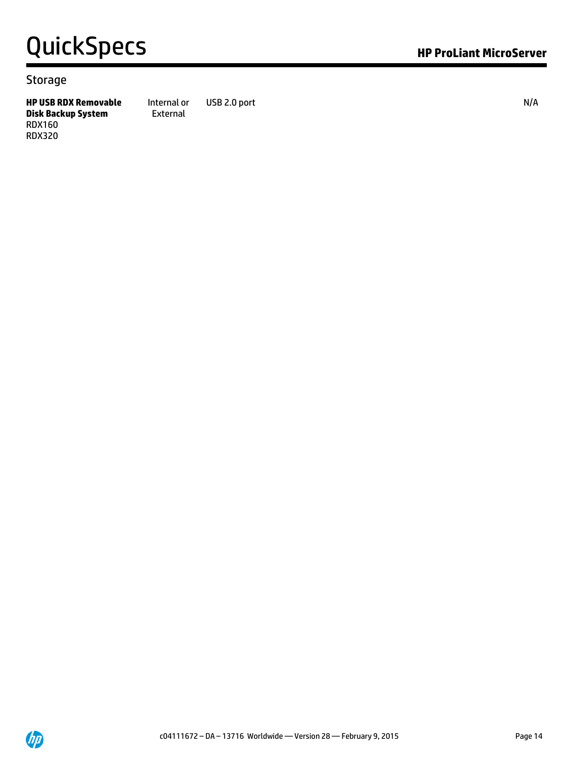## Storage

| | | | |
|---|---|---|---|
| **HP USB RDX Removable Disk Backup System**<br>RDX160<br>RDX320 | Internal or External | USB 2.0 port | N/A |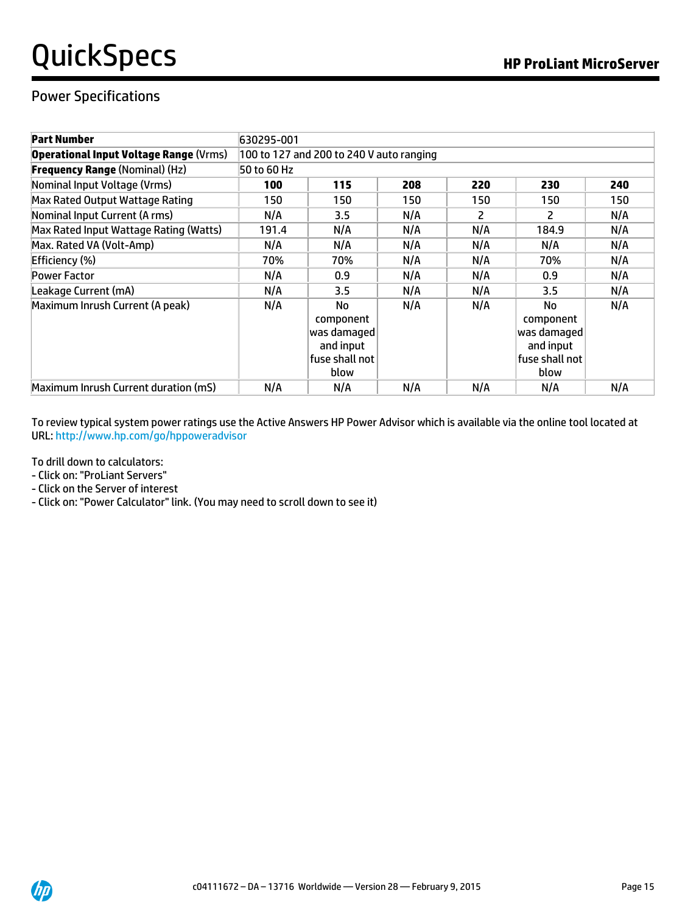## Power Specifications

| **Part Number** | 630295-001 | | | | | |
|---|---|---|---|---|---|---|
| **Operational Input Voltage Range** (Vrms) | 100 to 127 and 200 to 240 V auto ranging | | | | | |
| **Frequency Range** (Nominal) (Hz) | 50 to 60 Hz | | | | | |
| Nominal Input Voltage (Vrms) | **100** | **115** | **208** | **220** | **230** | **240** |
| Max Rated Output Wattage Rating | 150 | 150 | 150 | 150 | 150 | 150 |
| Nominal Input Current (A rms) | N/A | 3.5 | N/A | 2 | 2 | N/A |
| Max Rated Input Wattage Rating (Watts) | 191.4 | N/A | N/A | N/A | 184.9 | N/A |
| Max. Rated VA (Volt-Amp) | N/A | N/A | N/A | N/A | N/A | N/A |
| Efficiency (%) | 70% | 70% | N/A | N/A | 70% | N/A |
| Power Factor | N/A | 0.9 | N/A | N/A | 0.9 | N/A |
| Leakage Current (mA) | N/A | 3.5 | N/A | N/A | 3.5 | N/A |
| Maximum Inrush Current (A peak) | N/A | No component was damaged and input fuse shall not blow | N/A | N/A | No component was damaged and input fuse shall not blow | N/A |
| Maximum Inrush Current duration (mS) | N/A | N/A | N/A | N/A | N/A | N/A |

To review typical system power ratings use the Active Answers HP Power Advisor which is available via the online tool located at URL: http://www.hp.com/go/hppoweradvisor

To drill down to calculators:
- Click on: "ProLiant Servers"
- Click on the Server of interest
- Click on: "Power Calculator" link. (You may need to scroll down to see it)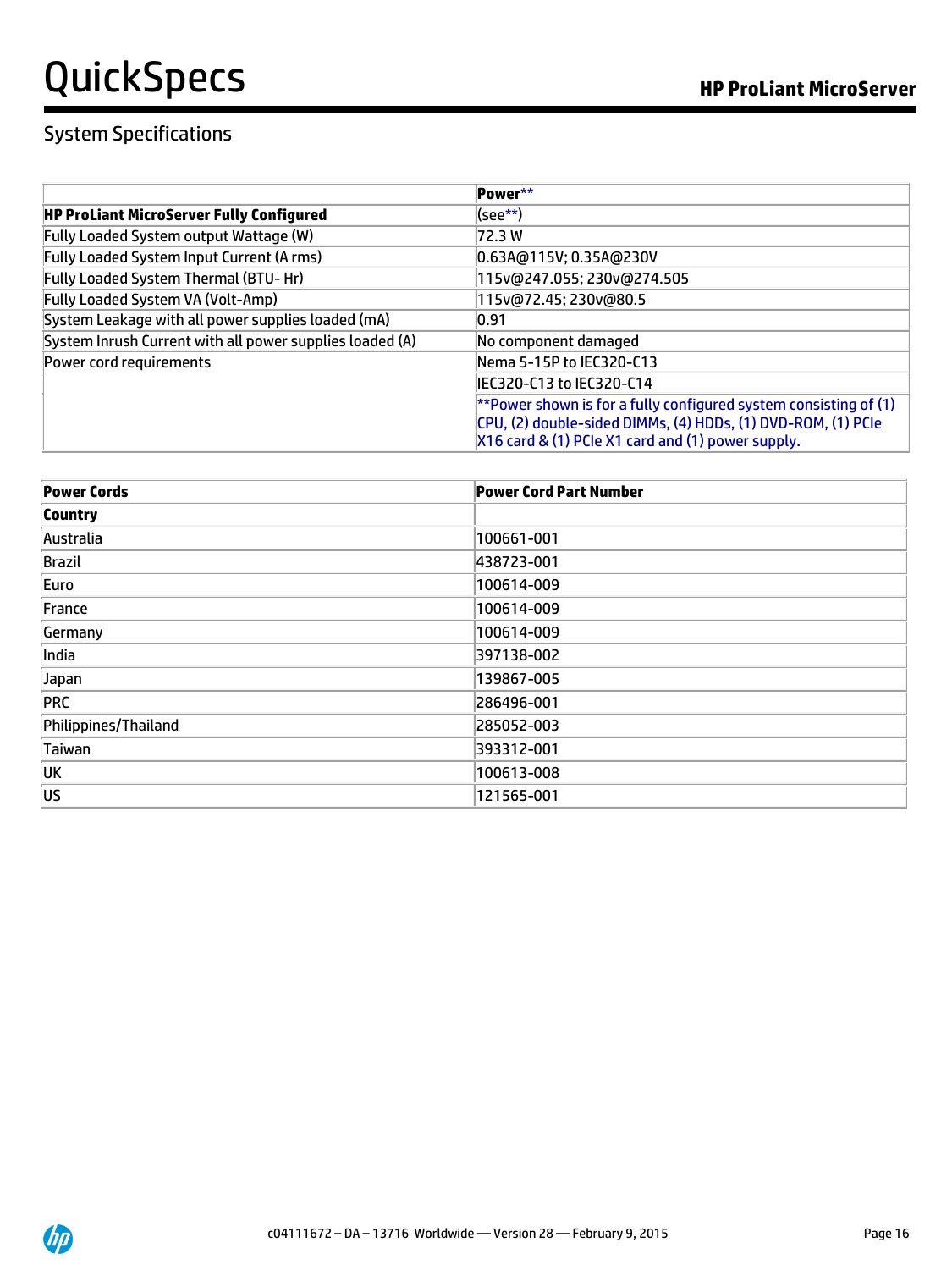## System Specifications

| | Power** |
|---|---|
| **HP ProLiant MicroServer Fully Configured** | (see**) |
| Fully Loaded System output Wattage (W) | 72.3 W |
| Fully Loaded System Input Current (A rms) | 0.63A@115V; 0.35A@230V |
| Fully Loaded System Thermal (BTU- Hr) | 115v@247.055; 230v@274.505 |
| Fully Loaded System VA (Volt-Amp) | 115v@72.45; 230v@80.5 |
| System Leakage with all power supplies loaded (mA) | 0.91 |
| System Inrush Current with all power supplies loaded (A) | No component damaged |
| Power cord requirements | Nema 5-15P to IEC320-C13 |
| | IEC320-C13 to IEC320-C14 |
| | **Power shown is for a fully configured system consisting of (1) CPU, (2) double-sided DIMMs, (4) HDDs, (1) DVD-ROM, (1) PCIe X16 card & (1) PCIe X1 card and (1) power supply. |

| Power Cords | Power Cord Part Number |
|---|---|
| **Country** | |
| Australia | 100661-001 |
| Brazil | 438723-001 |
| Euro | 100614-009 |
| France | 100614-009 |
| Germany | 100614-009 |
| India | 397138-002 |
| Japan | 139867-005 |
| PRC | 286496-001 |
| Philippines/Thailand | 285052-003 |
| Taiwan | 393312-001 |
| UK | 100613-008 |
| US | 121565-001 |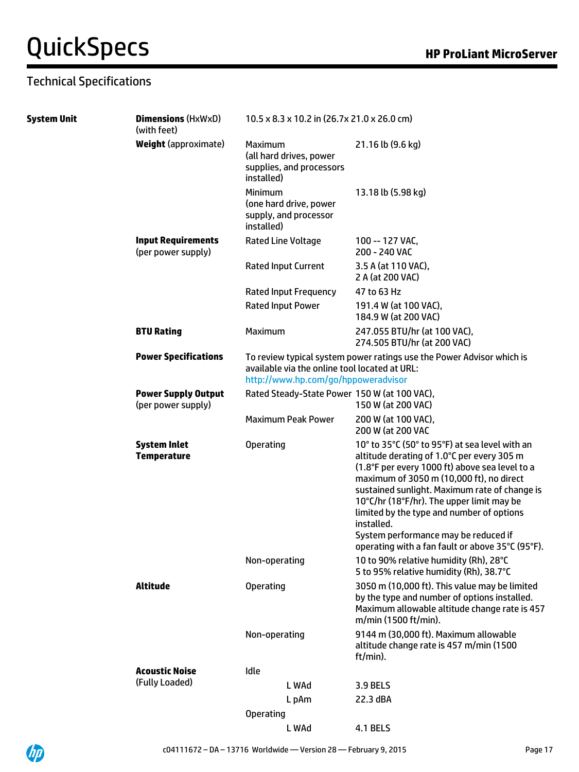## Technical Specifications

| | | | |
|---|---|---|---|
| **System Unit** | **Dimensions** (HxWxD) (with feet) | 10.5 x 8.3 x 10.2 in (26.7x 21.0 x 26.0 cm) | |
| | **Weight** (approximate) | Maximum (all hard drives, power supplies, and processors installed) | 21.16 lb (9.6 kg) |
| | | Minimum (one hard drive, power supply, and processor installed) | 13.18 lb (5.98 kg) |
| | **Input Requirements** (per power supply) | Rated Line Voltage | 100 -- 127 VAC, 200 - 240 VAC |
| | | Rated Input Current | 3.5 A (at 110 VAC), 2 A (at 200 VAC) |
| | | Rated Input Frequency | 47 to 63 Hz |
| | | Rated Input Power | 191.4 W (at 100 VAC), 184.9 W (at 200 VAC) |
| | **BTU Rating** | Maximum | 247.055 BTU/hr (at 100 VAC), 274.505 BTU/hr (at 200 VAC) |
| | **Power Specifications** | To review typical system power ratings use the Power Advisor which is available via the online tool located at URL: http://www.hp.com/go/hppoweradvisor | |
| | **Power Supply Output** (per power supply) | Rated Steady-State Power | 150 W (at 100 VAC), 150 W (at 200 VAC) |
| | | Maximum Peak Power | 200 W (at 100 VAC), 200 W (at 200 VAC |
| | **System Inlet Temperature** | Operating | 10° to 35°C (50° to 95°F) at sea level with an altitude derating of 1.0°C per every 305 m (1.8°F per every 1000 ft) above sea level to a maximum of 3050 m (10,000 ft), no direct sustained sunlight. Maximum rate of change is 10°C/hr (18°F/hr). The upper limit may be limited by the type and number of options installed. System performance may be reduced if operating with a fan fault or above 35°C (95°F). |
| | | Non-operating | 10 to 90% relative humidity (Rh), 28°C 5 to 95% relative humidity (Rh), 38.7°C |
| | **Altitude** | Operating | 3050 m (10,000 ft). This value may be limited by the type and number of options installed. Maximum allowable altitude change rate is 457 m/min (1500 ft/min). |
| | | Non-operating | 9144 m (30,000 ft). Maximum allowable altitude change rate is 457 m/min (1500 ft/min). |
| | **Acoustic Noise** (Fully Loaded) | Idle | |
| | | L WAd | 3.9 BELS |
| | | L pAm | 22.3 dBA |
| | | Operating | |
| | | L WAd | 4.1 BELS |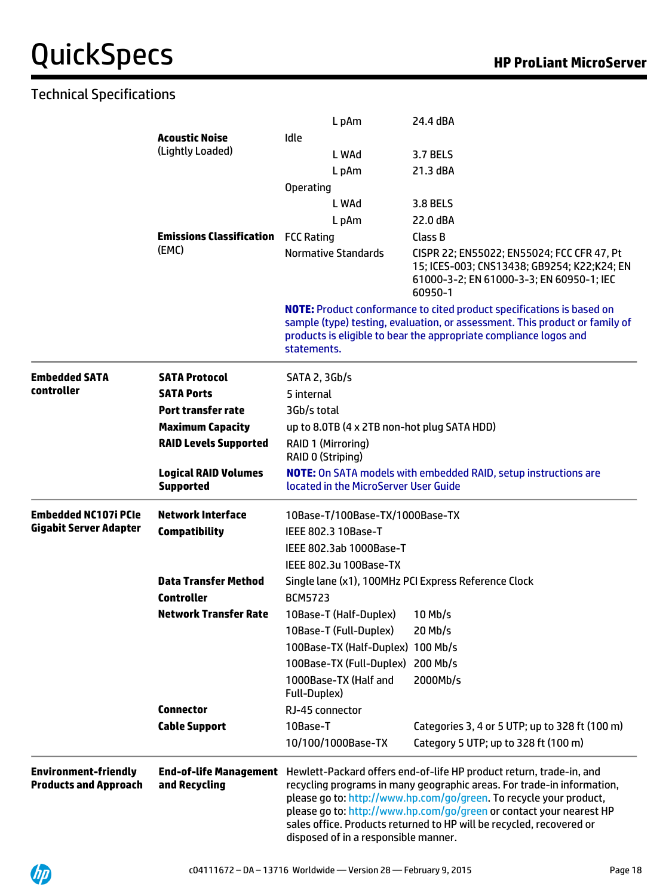## Technical Specifications

| | | | |
|---|---|---|---|
| | | L pAm | 24.4 dBA |
| | **Acoustic Noise** (Lightly Loaded) | Idle | |
| | | L WAd | 3.7 BELS |
| | | L pAm | 21.3 dBA |
| | | Operating | |
| | | L WAd | 3.8 BELS |
| | | L pAm | 22.0 dBA |
| | **Emissions Classification** (EMC) | FCC Rating | Class B |
| | | Normative Standards | CISPR 22; EN55022; EN55024; FCC CFR 47, Pt 15; ICES-003; CNS13438; GB9254; K22;K24; EN 61000-3-2; EN 61000-3-3; EN 60950-1; IEC 60950-1 |
| | | **NOTE:** Product conformance to cited product specifications is based on sample (type) testing, evaluation, or assessment. This product or family of products is eligible to bear the appropriate compliance logos and statements. | |
| **Embedded SATA controller** | **SATA Protocol** | SATA 2, 3Gb/s | |
| | **SATA Ports** | 5 internal | |
| | **Port transfer rate** | 3Gb/s total | |
| | **Maximum Capacity** | up to 8.0TB (4 x 2TB non-hot plug SATA HDD) | |
| | **RAID Levels Supported** | RAID 1 (Mirroring)<br>RAID 0 (Striping) | |
| | **Logical RAID Volumes Supported** | **NOTE:** On SATA models with embedded RAID, setup instructions are located in the MicroServer User Guide | |
| **Embedded NC107i PCIe Gigabit Server Adapter** | **Network Interface** | 10Base-T/100Base-TX/1000Base-TX | |
| | **Compatibility** | IEEE 802.3 10Base-T | |
| | | IEEE 802.3ab 1000Base-T | |
| | | IEEE 802.3u 100Base-TX | |
| | **Data Transfer Method** | Single lane (x1), 100MHz PCI Express Reference Clock | |
| | **Controller** | BCM5723 | |
| | **Network Transfer Rate** | 10Base-T (Half-Duplex) | 10 Mb/s |
| | | 10Base-T (Full-Duplex) | 20 Mb/s |
| | | 100Base-TX (Half-Duplex) | 100 Mb/s |
| | | 100Base-TX (Full-Duplex) | 200 Mb/s |
| | | 1000Base-TX (Half and Full-Duplex) | 2000Mb/s |
| | **Connector** | RJ-45 connector | |
| | **Cable Support** | 10Base-T | Categories 3, 4 or 5 UTP; up to 328 ft (100 m) |
| | | 10/100/1000Base-TX | Category 5 UTP; up to 328 ft (100 m) |
| **Environment-friendly Products and Approach** | **End-of-life Management and Recycling** | Hewlett-Packard offers end-of-life HP product return, trade-in, and recycling programs in many geographic areas. For trade-in information, please go to: http://www.hp.com/go/green. To recycle your product, please go to: http://www.hp.com/go/green or contact your nearest HP sales office. Products returned to HP will be recycled, recovered or disposed of in a responsible manner. | |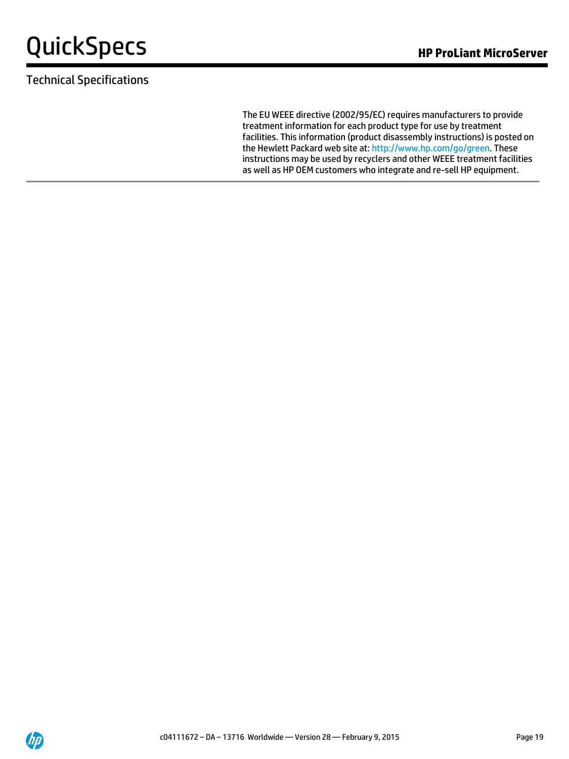## Technical Specifications

The EU WEEE directive (2002/95/EC) requires manufacturers to provide treatment information for each product type for use by treatment facilities. This information (product disassembly instructions) is posted on the Hewlett Packard web site at: http://www.hp.com/go/green. These instructions may be used by recyclers and other WEEE treatment facilities as well as HP OEM customers who integrate and re-sell HP equipment.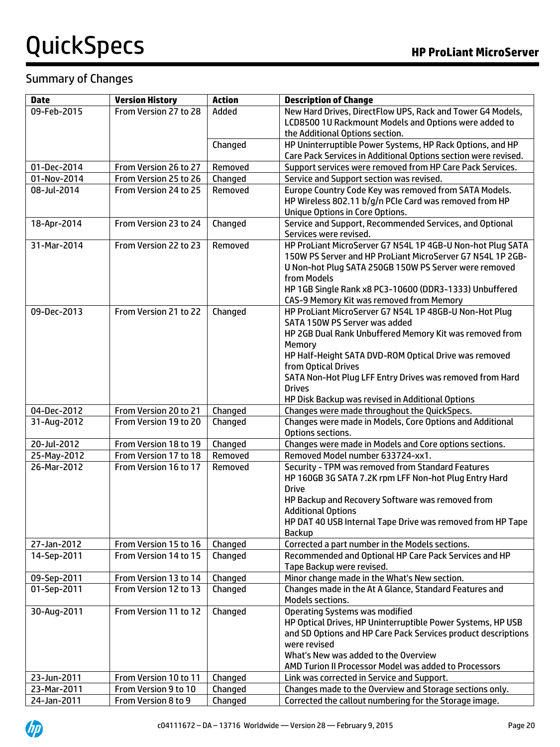## Summary of Changes

| Date | Version History | Action | Description of Change |
|---|---|---|---|
| 09-Feb-2015 | From Version 27 to 28 | Added | New Hard Drives, DirectFlow UPS, Rack and Tower G4 Models, LCD8500 1U Rackmount Models and Options were added to the Additional Options section. |
| | | Changed | HP Uninterruptible Power Systems, HP Rack Options, and HP Care Pack Services in Additional Options section were revised. |
| 01-Dec-2014 | From Version 26 to 27 | Removed | Support services were removed from HP Care Pack Services. |
| 01-Nov-2014 | From Version 25 to 26 | Changed | Service and Support section was revised. |
| 08-Jul-2014 | From Version 24 to 25 | Removed | Europe Country Code Key was removed from SATA Models.<br>HP Wireless 802.11 b/g/n PCIe Card was removed from HP Unique Options in Core Options. |
| 18-Apr-2014 | From Version 23 to 24 | Changed | Service and Support, Recommended Services, and Optional Services were revised. |
| 31-Mar-2014 | From Version 22 to 23 | Removed | HP ProLiant MicroServer G7 N54L 1P 4GB-U Non-hot Plug SATA 150W PS Server and HP ProLiant MicroServer G7 N54L 1P 2GB-U Non-hot Plug SATA 250GB 150W PS Server were removed from Models<br>HP 1GB Single Rank x8 PC3-10600 (DDR3-1333) Unbuffered CAS-9 Memory Kit was removed from Memory |
| 09-Dec-2013 | From Version 21 to 22 | Changed | HP ProLiant MicroServer G7 N54L 1P 48GB-U Non-Hot Plug SATA 150W PS Server was added<br>HP 2GB Dual Rank Unbuffered Memory Kit was removed from Memory<br>HP Half-Height SATA DVD-ROM Optical Drive was removed from Optical Drives<br>SATA Non-Hot Plug LFF Entry Drives was removed from Hard Drives<br>HP Disk Backup was revised in Additional Options |
| 04-Dec-2012 | From Version 20 to 21 | Changed | Changes were made throughout the QuickSpecs. |
| 31-Aug-2012 | From Version 19 to 20 | Changed | Changes were made in Models, Core Options and Additional Options sections. |
| 20-Jul-2012 | From Version 18 to 19 | Changed | Changes were made in Models and Core options sections. |
| 25-May-2012 | From Version 17 to 18 | Removed | Removed Model number 633724-xx1. |
| 26-Mar-2012 | From Version 16 to 17 | Removed | Security - TPM was removed from Standard Features<br>HP 160GB 3G SATA 7.2K rpm LFF Non-hot Plug Entry Hard Drive<br>HP Backup and Recovery Software was removed from Additional Options<br>HP DAT 40 USB Internal Tape Drive was removed from HP Tape Backup |
| 27-Jan-2012 | From Version 15 to 16 | Changed | Corrected a part number in the Models sections. |
| 14-Sep-2011 | From Version 14 to 15 | Changed | Recommended and Optional HP Care Pack Services and HP Tape Backup were revised. |
| 09-Sep-2011 | From Version 13 to 14 | Changed | Minor change made in the What's New section. |
| 01-Sep-2011 | From Version 12 to 13 | Changed | Changes made in the At A Glance, Standard Features and Models sections. |
| 30-Aug-2011 | From Version 11 to 12 | Changed | Operating Systems was modified<br>HP Optical Drives, HP Uninterruptible Power Systems, HP USB and SD Options and HP Care Pack Services product descriptions were revised<br>What's New was added to the Overview<br>AMD Turion II Processor Model was added to Processors |
| 23-Jun-2011 | From Version 10 to 11 | Changed | Link was corrected in Service and Support. |
| 23-Mar-2011 | From Version 9 to 10 | Changed | Changes made to the Overview and Storage sections only. |
| 24-Jan-2011 | From Version 8 to 9 | Changed | Corrected the callout numbering for the Storage image. |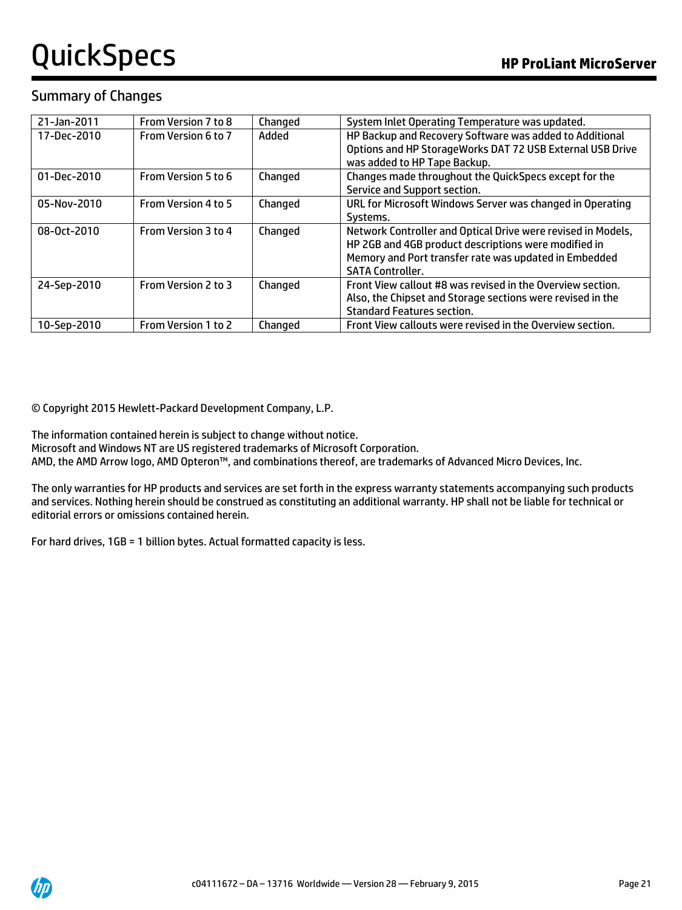## Summary of Changes

| | | | |
|---|---|---|---|
| 21-Jan-2011 | From Version 7 to 8 | Changed | System Inlet Operating Temperature was updated. |
| 17-Dec-2010 | From Version 6 to 7 | Added | HP Backup and Recovery Software was added to Additional Options and HP StorageWorks DAT 72 USB External USB Drive was added to HP Tape Backup. |
| 01-Dec-2010 | From Version 5 to 6 | Changed | Changes made throughout the QuickSpecs except for the Service and Support section. |
| 05-Nov-2010 | From Version 4 to 5 | Changed | URL for Microsoft Windows Server was changed in Operating Systems. |
| 08-Oct-2010 | From Version 3 to 4 | Changed | Network Controller and Optical Drive were revised in Models, HP 2GB and 4GB product descriptions were modified in Memory and Port transfer rate was updated in Embedded SATA Controller. |
| 24-Sep-2010 | From Version 2 to 3 | Changed | Front View callout #8 was revised in the Overview section. Also, the Chipset and Storage sections were revised in the Standard Features section. |
| 10-Sep-2010 | From Version 1 to 2 | Changed | Front View callouts were revised in the Overview section. |

© Copyright 2015 Hewlett-Packard Development Company, L.P.

The information contained herein is subject to change without notice.
Microsoft and Windows NT are US registered trademarks of Microsoft Corporation.
AMD, the AMD Arrow logo, AMD Opteron™, and combinations thereof, are trademarks of Advanced Micro Devices, Inc.

The only warranties for HP products and services are set forth in the express warranty statements accompanying such products and services. Nothing herein should be construed as constituting an additional warranty. HP shall not be liable for technical or editorial errors or omissions contained herein.

For hard drives, 1GB = 1 billion bytes. Actual formatted capacity is less.

c04111672 – DA – 13716 Worldwide — Version 28 — February 9, 2015